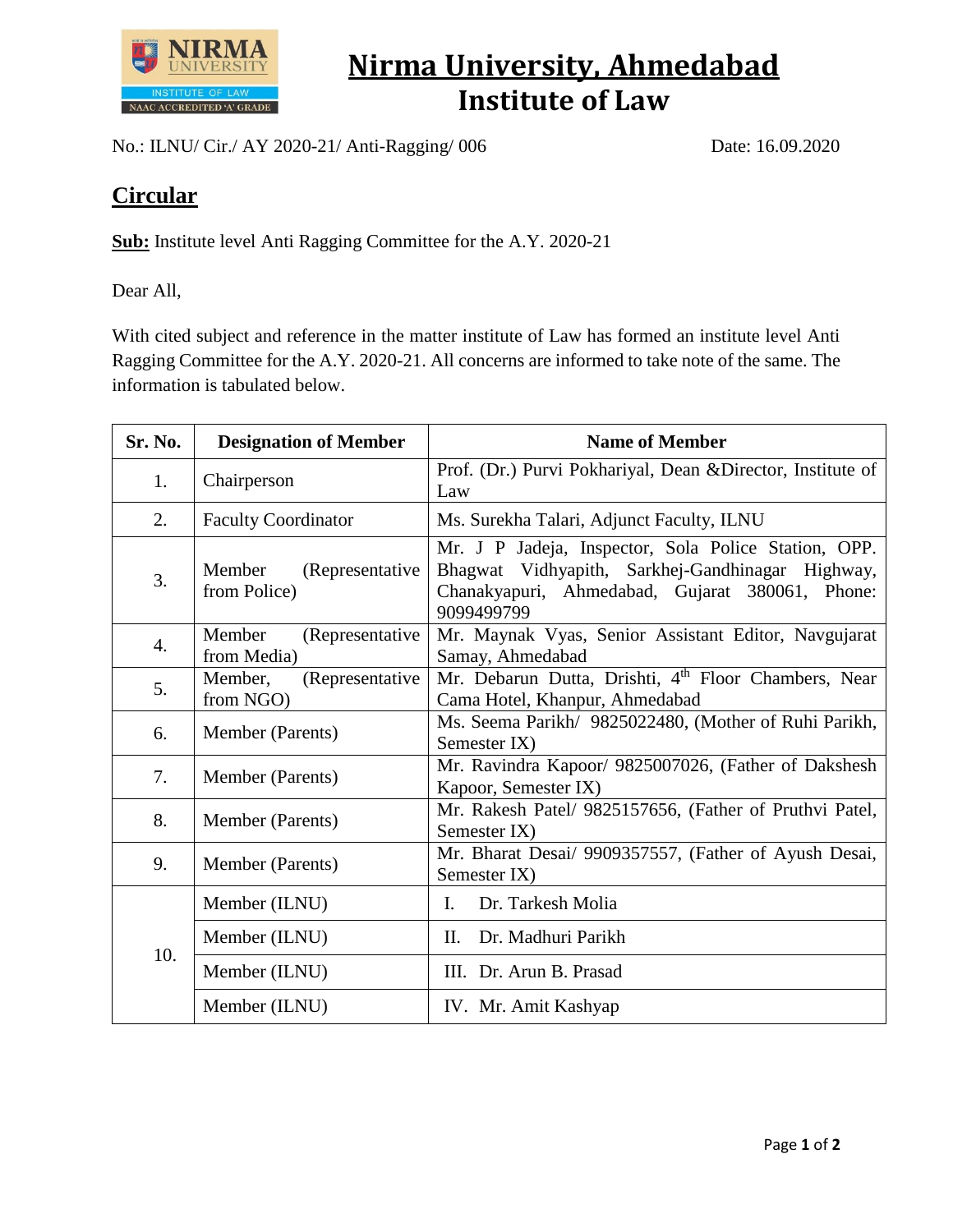# Nirma University, Ahmedabad
## Institute of Law

No.: ILNU/ Cir./ AY 2020-21/ Anti-Ragging/ 006 Date: 16.09.2020

## Circular

**Sub:** Institute level Anti Ragging Committee for the A.Y. 2020-21

Dear All,

With cited subject and reference in the matter institute of Law has formed an institute level Anti Ragging Committee for the A.Y. 2020-21. All concerns are informed to take note of the same. The information is tabulated below.

| Sr. No. | Designation of Member | Name of Member |
|---|---|---|
| 1. | Chairperson | Prof. (Dr.) Purvi Pokhariyal, Dean &Director, Institute of Law |
| 2. | Faculty Coordinator | Ms. Surekha Talari, Adjunct Faculty, ILNU |
| 3. | Member (Representative from Police) | Mr. J P Jadeja, Inspector, Sola Police Station, OPP. Bhagwat Vidhyapith, Sarkhej-Gandhinagar Highway, Chanakyapuri, Ahmedabad, Gujarat 380061, Phone: 9099499799 |
| 4. | Member (Representative from Media) | Mr. Maynak Vyas, Senior Assistant Editor, Navgujarat Samay, Ahmedabad |
| 5. | Member, (Representative from NGO) | Mr. Debarun Dutta, Drishti, 4th Floor Chambers, Near Cama Hotel, Khanpur, Ahmedabad |
| 6. | Member (Parents) | Ms. Seema Parikh/ 9825022480, (Mother of Ruhi Parikh, Semester IX) |
| 7. | Member (Parents) | Mr. Ravindra Kapoor/ 9825007026, (Father of Dakshesh Kapoor, Semester IX) |
| 8. | Member (Parents) | Mr. Rakesh Patel/ 9825157656, (Father of Pruthvi Patel, Semester IX) |
| 9. | Member (Parents) | Mr. Bharat Desai/ 9909357557, (Father of Ayush Desai, Semester IX) |
| 10. | Member (ILNU) | I. Dr. Tarkesh Molia |
| | Member (ILNU) | II. Dr. Madhuri Parikh |
| | Member (ILNU) | III. Dr. Arun B. Prasad |
| | Member (ILNU) | IV. Mr. Amit Kashyap |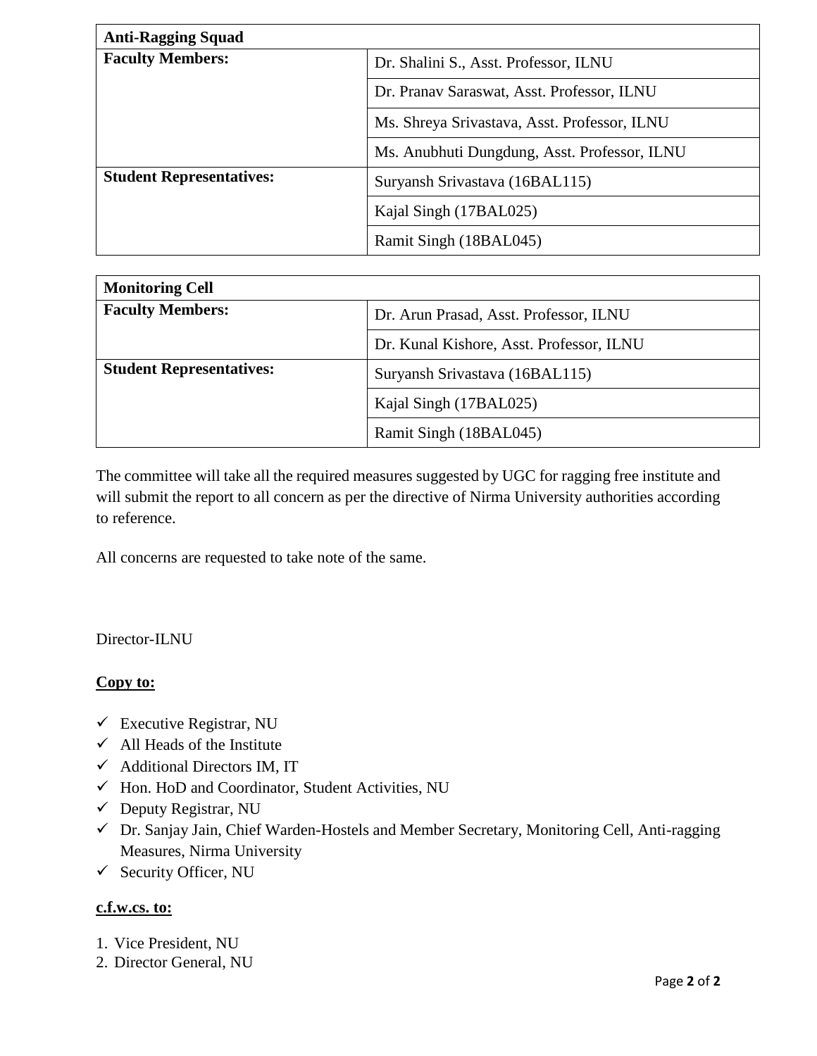| Anti-Ragging Squad | |
|---|---|
| **Faculty Members:** | Dr. Shalini S., Asst. Professor, ILNU |
| | Dr. Pranav Saraswat, Asst. Professor, ILNU |
| | Ms. Shreya Srivastava, Asst. Professor, ILNU |
| | Ms. Anubhuti Dungdung, Asst. Professor, ILNU |
| **Student Representatives:** | Suryansh Srivastava (16BAL115) |
| | Kajal Singh (17BAL025) |
| | Ramit Singh (18BAL045) |

| Monitoring Cell | |
|---|---|
| **Faculty Members:** | Dr. Arun Prasad, Asst. Professor, ILNU |
| | Dr. Kunal Kishore, Asst. Professor, ILNU |
| **Student Representatives:** | Suryansh Srivastava (16BAL115) |
| | Kajal Singh (17BAL025) |
| | Ramit Singh (18BAL045) |

The committee will take all the required measures suggested by UGC for ragging free institute and will submit the report to all concern as per the directive of Nirma University authorities according to reference.

All concerns are requested to take note of the same.

Director-ILNU

**Copy to:**

- ✓ Executive Registrar, NU
- ✓ All Heads of the Institute
- ✓ Additional Directors IM, IT
- ✓ Hon. HoD and Coordinator, Student Activities, NU
- ✓ Deputy Registrar, NU
- ✓ Dr. Sanjay Jain, Chief Warden-Hostels and Member Secretary, Monitoring Cell, Anti-ragging Measures, Nirma University
- ✓ Security Officer, NU

**c.f.w.cs. to:**

1. Vice President, NU
2. Director General, NU